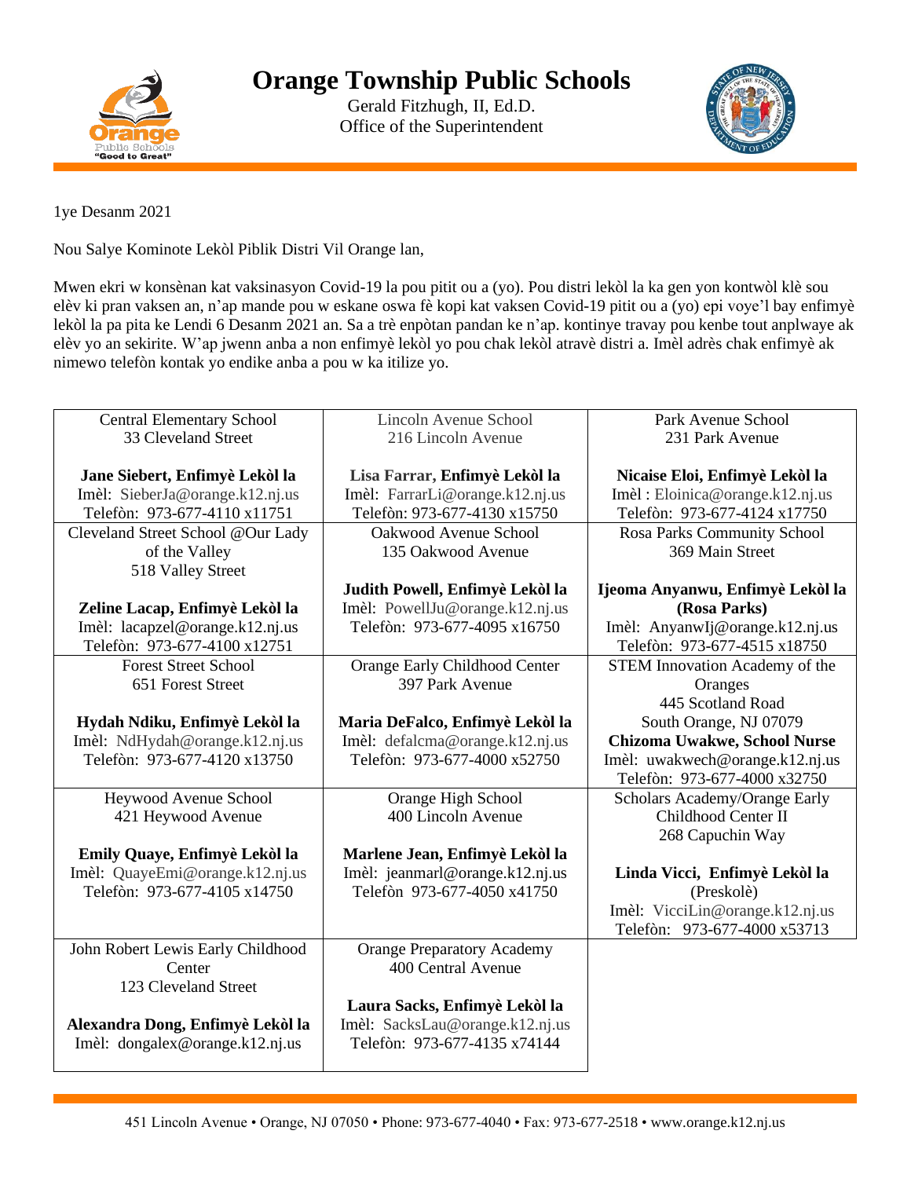# Orange Township Public Schools

Gerald Fitzhugh, II, Ed.D.
Office of the Superintendent

1ye Desanm 2021

Nou Salye Kominote Lekòl Piblik Distri Vil Orange lan,

Mwen ekri w konsènan kat vaksinasyon Covid-19 la pou pitit ou a (yo). Pou distri lekòl la ka gen yon kontwòl klè sou elèv ki pran vaksen an, n'ap mande pou w eskane oswa fè kopi kat vaksen Covid-19 pitit ou a (yo) epi voye'l bay enfimyè lekòl la pa pita ke Lendi 6 Desanm 2021 an. Sa a trè enpòtan pandan ke n'ap. kontinye travay pou kenbe tout anplwaye ak elèv yo an sekirite. W'ap jwenn anba a non enfimyè lekòl yo pou chak lekòl atravè distri a. Imèl adrès chak enfimyè ak nimewo telefòn kontak yo endike anba a pou w ka itilize yo.

| | | |
|---|---|---|
| Central Elementary School<br>33 Cleveland Street<br><br>**Jane Siebert, Enfimyè Lekòl la**<br>Imèl: SieberJa@orange.k12.nj.us<br>Telefòn: 973-677-4110 x11751 | Lincoln Avenue School<br>216 Lincoln Avenue<br><br>**Lisa Farrar, Enfimyè Lekòl la**<br>Imèl: FarrarLi@orange.k12.nj.us<br>Telefòn: 973-677-4130 x15750 | Park Avenue School<br>231 Park Avenue<br><br>**Nicaise Eloi, Enfimyè Lekòl la**<br>Imèl : Eloinica@orange.k12.nj.us<br>Telefòn: 973-677-4124 x17750 |
| Cleveland Street School @Our Lady of the Valley<br>518 Valley Street<br><br>**Zeline Lacap, Enfimyè Lekòl la**<br>Imèl: lacapzel@orange.k12.nj.us<br>Telefòn: 973-677-4100 x12751 | Oakwood Avenue School<br>135 Oakwood Avenue<br><br>**Judith Powell, Enfimyè Lekòl la**<br>Imèl: PowellJu@orange.k12.nj.us<br>Telefòn: 973-677-4095 x16750 | Rosa Parks Community School<br>369 Main Street<br><br>**Ijeoma Anyanwu, Enfimyè Lekòl la (Rosa Parks)**<br>Imèl: AnyanwIj@orange.k12.nj.us<br>Telefòn: 973-677-4515 x18750 |
| Forest Street School<br>651 Forest Street<br><br>**Hydah Ndiku, Enfimyè Lekòl la**<br>Imèl: NdHydah@orange.k12.nj.us<br>Telefòn: 973-677-4120 x13750 | Orange Early Childhood Center<br>397 Park Avenue<br><br>**Maria DeFalco, Enfimyè Lekòl la**<br>Imèl: defalcma@orange.k12.nj.us<br>Telefòn: 973-677-4000 x52750 | STEM Innovation Academy of the Oranges<br>445 Scotland Road<br>South Orange, NJ 07079<br>**Chizoma Uwakwe, School Nurse**<br>Imèl: uwakwech@orange.k12.nj.us<br>Telefòn: 973-677-4000 x32750 |
| Heywood Avenue School<br>421 Heywood Avenue<br><br>**Emily Quaye, Enfimyè Lekòl la**<br>Imèl: QuayeEmi@orange.k12.nj.us<br>Telefòn: 973-677-4105 x14750 | Orange High School<br>400 Lincoln Avenue<br><br>**Marlene Jean, Enfimyè Lekòl la**<br>Imèl: jeanmarl@orange.k12.nj.us<br>Telefòn 973-677-4050 x41750 | Scholars Academy/Orange Early Childhood Center II<br>268 Capuchin Way<br><br>**Linda Vicci, Enfimyè Lekòl la**<br>(Preskolè)<br>Imèl: VicciLin@orange.k12.nj.us<br>Telefòn: 973-677-4000 x53713 |
| John Robert Lewis Early Childhood Center<br>123 Cleveland Street<br><br>**Alexandra Dong, Enfimyè Lekòl la**<br>Imèl: dongalex@orange.k12.nj.us | Orange Preparatory Academy<br>400 Central Avenue<br><br>**Laura Sacks, Enfimyè Lekòl la**<br>Imèl: SacksLau@orange.k12.nj.us<br>Telefòn: 973-677-4135 x74144 | |

451 Lincoln Avenue • Orange, NJ 07050 • Phone: 973-677-4040 • Fax: 973-677-2518 • www.orange.k12.nj.us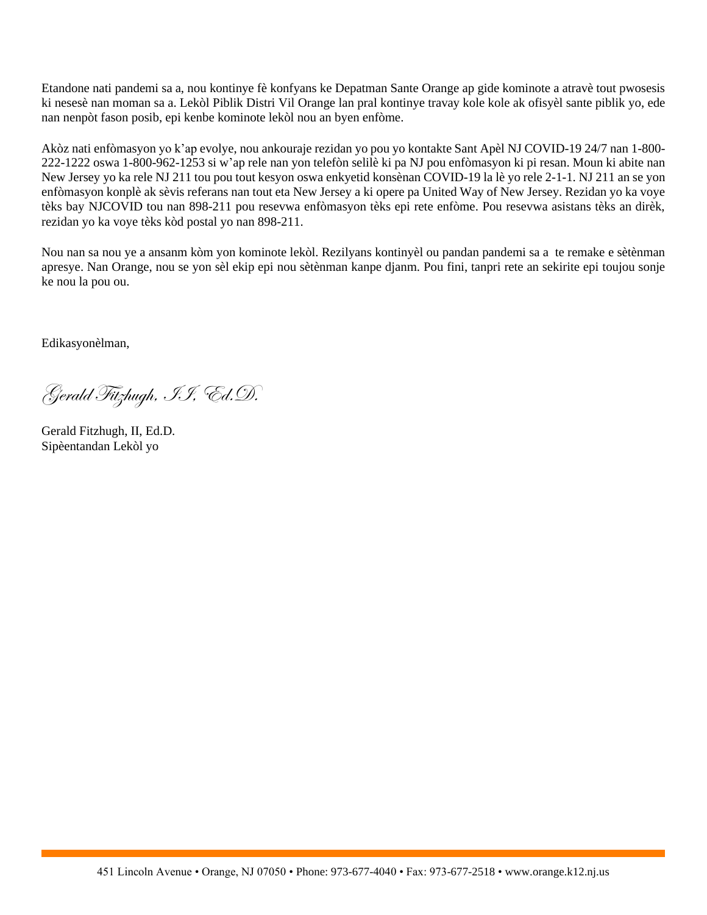Etandone nati pandemi sa a, nou kontinye fè konfyans ke Depatman Sante Orange ap gide kominote a atravè tout pwosesis ki nesesè nan moman sa a. Lekòl Piblik Distri Vil Orange lan pral kontinye travay kole kole ak ofisyèl sante piblik yo, ede nan nenpòt fason posib, epi kenbe kominote lekòl nou an byen enfòme.

Akòz nati enfòmasyon yo k'ap evolye, nou ankouraje rezidan yo pou yo kontakte Sant Apèl NJ COVID-19 24/7 nan 1-800-222-1222 oswa 1-800-962-1253 si w'ap rele nan yon telefòn selilè ki pa NJ pou enfòmasyon ki pi resan. Moun ki abite nan New Jersey yo ka rele NJ 211 tou pou tout kesyon oswa enkyetid konsènan COVID-19 la lè yo rele 2-1-1. NJ 211 an se yon enfòmasyon konplè ak sèvis referans nan tout eta New Jersey a ki opere pa United Way of New Jersey. Rezidan yo ka voye tèks bay NJCOVID tou nan 898-211 pou resevwa enfòmasyon tèks epi rete enfòme. Pou resevwa asistans tèks an dirèk, rezidan yo ka voye tèks kòd postal yo nan 898-211.

Nou nan sa nou ye a ansanm kòm yon kominote lekòl. Rezilyans kontinyèl ou pandan pandemi sa a te remake e sètènman apresye. Nan Orange, nou se yon sèl ekip epi nou sètènman kanpe djanm. Pou fini, tanpri rete an sekirite epi toujou sonje ke nou la pou ou.

Edikasyonèlman,

*Gerald Fitzhugh, II, Ed.D.*

Gerald Fitzhugh, II, Ed.D.
Sipèentandan Lekòl yo

451 Lincoln Avenue • Orange, NJ 07050 • Phone: 973-677-4040 • Fax: 973-677-2518 • www.orange.k12.nj.us